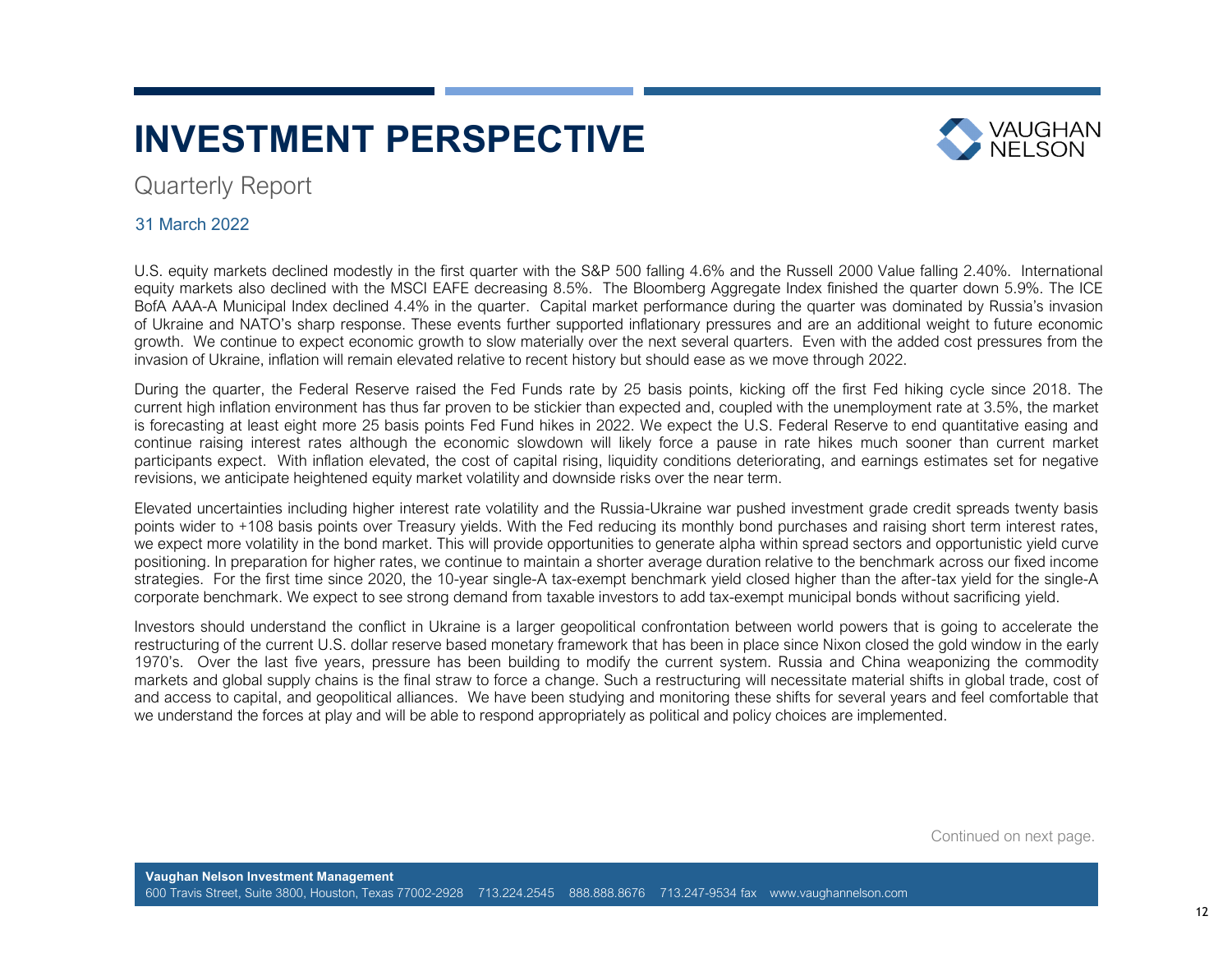# INVESTMENT PERSPECTIVE

Quarterly Report

31 March 2022

U.S. equity markets declined modestly in the first quarter with the S&P 500 falling 4.6% and the Russell 2000 Value falling 2.40%. International equity markets also declined with the MSCI EAFE decreasing 8.5%. The Bloomberg Aggregate Index finished the quarter down 5.9%. The ICE BofA AAA-A Municipal Index declined 4.4% in the quarter. Capital market performance during the quarter was dominated by Russia's invasion of Ukraine and NATO's sharp response. These events further supported inflationary pressures and are an additional weight to future economic growth. We continue to expect economic growth to slow materially over the next several quarters. Even with the added cost pressures from the invasion of Ukraine, inflation will remain elevated relative to recent history but should ease as we move through 2022.

During the quarter, the Federal Reserve raised the Fed Funds rate by 25 basis points, kicking off the first Fed hiking cycle since 2018. The current high inflation environment has thus far proven to be stickier than expected and, coupled with the unemployment rate at 3.5%, the market is forecasting at least eight more 25 basis points Fed Fund hikes in 2022. We expect the U.S. Federal Reserve to end quantitative easing and continue raising interest rates although the economic slowdown will likely force a pause in rate hikes much sooner than current market participants expect. With inflation elevated, the cost of capital rising, liquidity conditions deteriorating, and earnings estimates set for negative revisions, we anticipate heightened equity market volatility and downside risks over the near term.

Elevated uncertainties including higher interest rate volatility and the Russia-Ukraine war pushed investment grade credit spreads twenty basis points wider to +108 basis points over Treasury yields. With the Fed reducing its monthly bond purchases and raising short term interest rates, we expect more volatility in the bond market. This will provide opportunities to generate alpha within spread sectors and opportunistic yield curve positioning. In preparation for higher rates, we continue to maintain a shorter average duration relative to the benchmark across our fixed income strategies. For the first time since 2020, the 10-year single-A tax-exempt benchmark yield closed higher than the after-tax yield for the single-A corporate benchmark. We expect to see strong demand from taxable investors to add tax-exempt municipal bonds without sacrificing yield.

Investors should understand the conflict in Ukraine is a larger geopolitical confrontation between world powers that is going to accelerate the restructuring of the current U.S. dollar reserve based monetary framework that has been in place since Nixon closed the gold window in the early 1970's. Over the last five years, pressure has been building to modify the current system. Russia and China weaponizing the commodity markets and global supply chains is the final straw to force a change. Such a restructuring will necessitate material shifts in global trade, cost of and access to capital, and geopolitical alliances. We have been studying and monitoring these shifts for several years and feel comfortable that we understand the forces at play and will be able to respond appropriately as political and policy choices are implemented.

Continued on next page.

**Vaughan Nelson Investment Management**
600 Travis Street, Suite 3800, Houston, Texas 77002-2928 713.224.2545 888.888.8676 713.247-9534 fax www.vaughannelson.com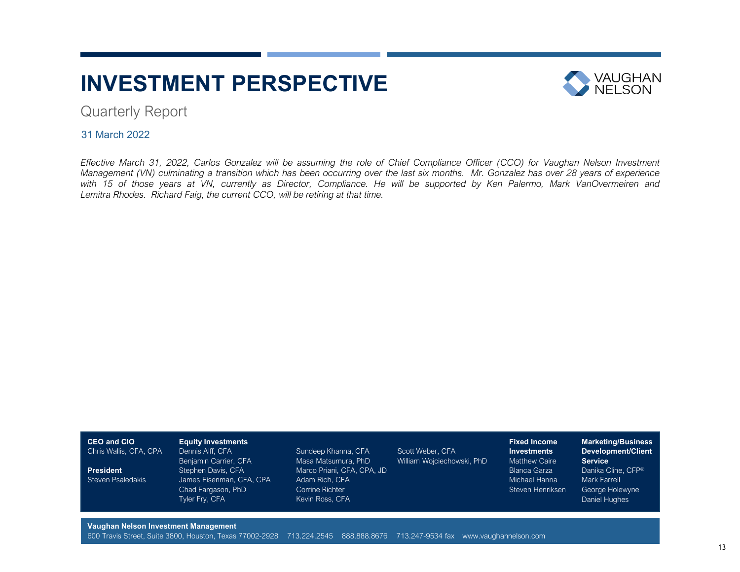# INVESTMENT PERSPECTIVE

Quarterly Report

31 March 2022

*Effective March 31, 2022, Carlos Gonzalez will be assuming the role of Chief Compliance Officer (CCO) for Vaughan Nelson Investment Management (VN) culminating a transition which has been occurring over the last six months. Mr. Gonzalez has over 28 years of experience with 15 of those years at VN, currently as Director, Compliance. He will be supported by Ken Palermo, Mark VanOvermeiren and Lemitra Rhodes. Richard Faig, the current CCO, will be retiring at that time.*

**CEO and CIO**
Chris Wallis, CFA, CPA

**President**
Steven Psaledakis

**Equity Investments**
Dennis Alff, CFA
Benjamin Carrier, CFA
Stephen Davis, CFA
James Eisenman, CFA, CPA
Chad Fargason, PhD
Tyler Fry, CFA
Sundeep Khanna, CFA
Masa Matsumura, PhD
Marco Priani, CFA, CPA, JD
Adam Rich, CFA
Corrine Richter
Kevin Ross, CFA
Scott Weber, CFA
William Wojciechowski, PhD

**Fixed Income Investments**
Matthew Caire
Blanca Garza
Michael Hanna
Steven Henriksen

**Marketing/Business Development/Client Service**
Danika Cline, CFP®
Mark Farrell
George Holewyne
Daniel Hughes

**Vaughan Nelson Investment Management**
600 Travis Street, Suite 3800, Houston, Texas 77002-2928 713.224.2545 888.888.8676 713.247-9534 fax www.vaughannelson.com